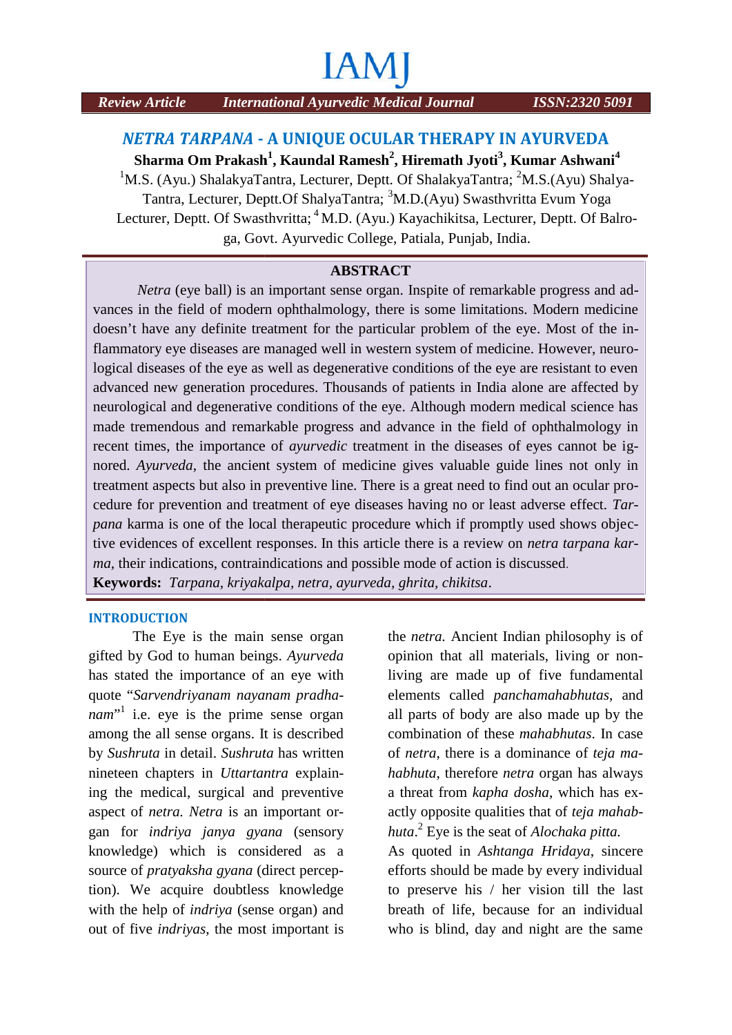IAMJ

*Review Article* *International Ayurvedic Medical Journal* *ISSN:2320 5091*

# *NETRA TARPANA* - A UNIQUE OCULAR THERAPY IN AYURVEDA

**Sharma Om Prakash[1], Kaundal Ramesh[2], Hiremath Jyoti[3], Kumar Ashwani[4]**

[1]M.S. (Ayu.) ShalakyaTantra, Lecturer, Deptt. Of ShalakyaTantra; [2]M.S.(Ayu) Shalya-Tantra, Lecturer, Deptt.Of ShalyaTantra; [3]M.D.(Ayu) Swasthvritta Evum Yoga Lecturer, Deptt. Of Swasthvritta; [4] M.D. (Ayu.) Kayachikitsa, Lecturer, Deptt. Of Balroga, Govt. Ayurvedic College, Patiala, Punjab, India.

## ABSTRACT

*Netra* (eye ball) is an important sense organ. Inspite of remarkable progress and advances in the field of modern ophthalmology, there is some limitations. Modern medicine doesn't have any definite treatment for the particular problem of the eye. Most of the inflammatory eye diseases are managed well in western system of medicine. However, neurological diseases of the eye as well as degenerative conditions of the eye are resistant to even advanced new generation procedures. Thousands of patients in India alone are affected by neurological and degenerative conditions of the eye. Although modern medical science has made tremendous and remarkable progress and advance in the field of ophthalmology in recent times, the importance of *ayurvedic* treatment in the diseases of eyes cannot be ignored. *Ayurveda*, the ancient system of medicine gives valuable guide lines not only in treatment aspects but also in preventive line. There is a great need to find out an ocular procedure for prevention and treatment of eye diseases having no or least adverse effect. *Tarpana* karma is one of the local therapeutic procedure which if promptly used shows objective evidences of excellent responses. In this article there is a review on *netra tarpana karma,* their indications, contraindications and possible mode of action is discussed.

**Keywords:** *Tarpana, kriyakalpa, netra, ayurveda, ghrita, chikitsa*.

## INTRODUCTION

The Eye is the main sense organ gifted by God to human beings. *Ayurveda* has stated the importance of an eye with quote "*Sarvendriyanam nayanam pradhanam*"[1] i.e. eye is the prime sense organ among the all sense organs. It is described by *Sushruta* in detail. *Sushruta* has written nineteen chapters in *Uttartantra* explaining the medical, surgical and preventive aspect of *netra. Netra* is an important organ for *indriya janya gyana* (sensory knowledge) which is considered as a source of *pratyaksha gyana* (direct perception). We acquire doubtless knowledge with the help of *indriya* (sense organ) and out of five *indriyas*, the most important is the *netra.* Ancient Indian philosophy is of opinion that all materials, living or non-living are made up of five fundamental elements called *panchamahabhutas*, and all parts of body are also made up by the combination of these *mahabhutas*. In case of *netra*, there is a dominance of *teja mahabhuta*, therefore *netra* organ has always a threat from *kapha dosha*, which has exactly opposite qualities that of *teja mahabhuta*.[2] Eye is the seat of *Alochaka pitta.*

As quoted in *Ashtanga Hridaya*, sincere efforts should be made by every individual to preserve his / her vision till the last breath of life, because for an individual who is blind, day and night are the same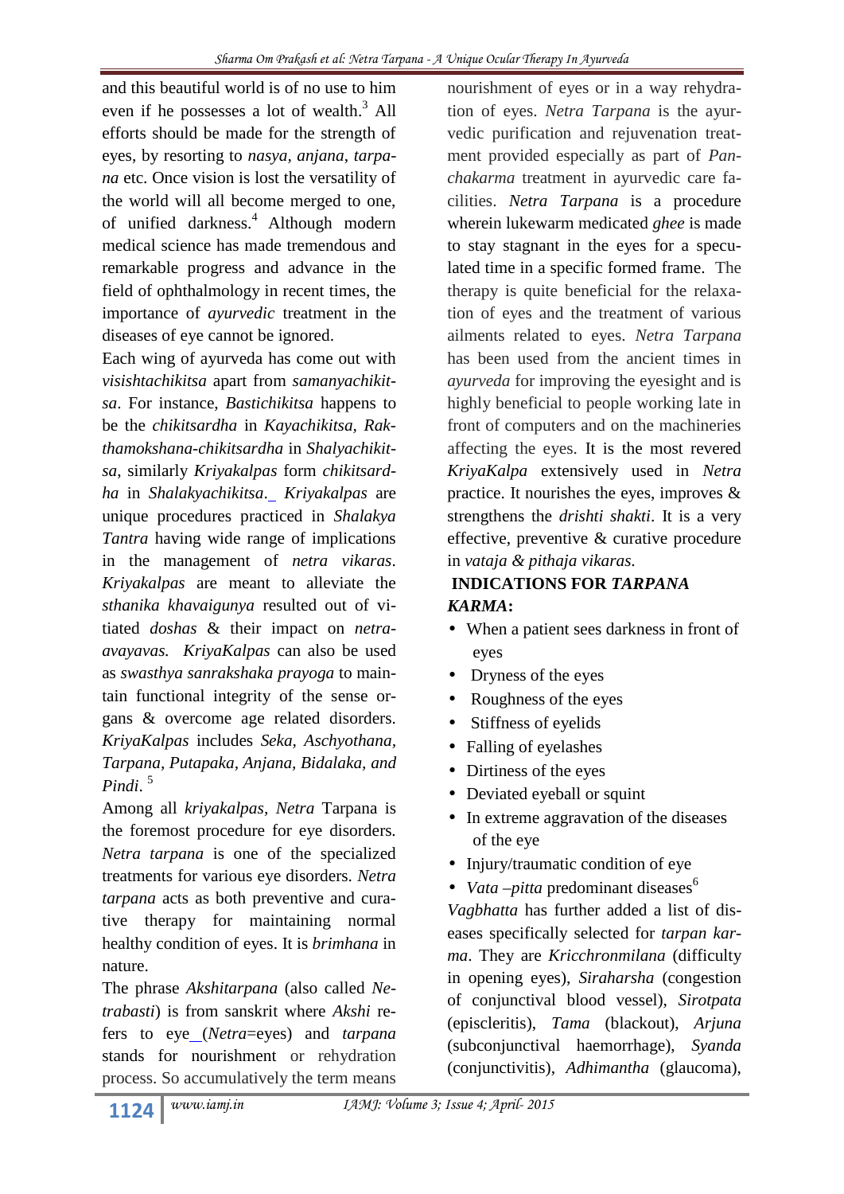and this beautiful world is of no use to him even if he possesses a lot of wealth.[3] All efforts should be made for the strength of eyes, by resorting to *nasya, anjana*, *tarpana* etc. Once vision is lost the versatility of the world will all become merged to one, of unified darkness.[4] Although modern medical science has made tremendous and remarkable progress and advance in the field of ophthalmology in recent times, the importance of *ayurvedic* treatment in the diseases of eye cannot be ignored.

Each wing of ayurveda has come out with *visishtachikitsa* apart from *samanyachikitsa*. For instance, *Bastichikitsa* happens to be the *chikitsardha* in *Kayachikitsa, Rakthamokshana-chikitsardha* in *Shalyachikitsa*, similarly *Kriyakalpas* form *chikitsardha* in *Shalakyachikitsa*. *Kriyakalpas* are unique procedures practiced in *Shalakya Tantra* having wide range of implications in the management of *netra vikaras*. *Kriyakalpas* are meant to alleviate the *sthanika khavaigunya* resulted out of vitiated *doshas* & their impact on *netra-avayavas. KriyaKalpas* can also be used as *swasthya sanrakshaka prayoga* to maintain functional integrity of the sense organs & overcome age related disorders. *KriyaKalpas* includes *Seka, Aschyothana, Tarpana, Putapaka, Anjana, Bidalaka, and Pindi*. [5]

Among all *kriyakalpas*, *Netra* Tarpana is the foremost procedure for eye disorders. *Netra tarpana* is one of the specialized treatments for various eye disorders. *Netra tarpana* acts as both preventive and curative therapy for maintaining normal healthy condition of eyes. It is *brimhana* in nature.

The phrase *Akshitarpana* (also called *Netrabasti*) is from sanskrit where *Akshi* refers to eye (*Netra*=eyes) and *tarpana* stands for nourishment or rehydration process. So accumulatively the term means nourishment of eyes or in a way rehydration of eyes. *Netra Tarpana* is the ayurvedic purification and rejuvenation treatment provided especially as part of *Panchakarma* treatment in ayurvedic care facilities. *Netra Tarpana* is a procedure wherein lukewarm medicated *ghee* is made to stay stagnant in the eyes for a speculated time in a specific formed frame. The therapy is quite beneficial for the relaxation of eyes and the treatment of various ailments related to eyes. *Netra Tarpana* has been used from the ancient times in *ayurveda* for improving the eyesight and is highly beneficial to people working late in front of computers and on the machineries affecting the eyes. It is the most revered *KriyaKalpa* extensively used in *Netra* practice. It nourishes the eyes, improves & strengthens the *drishti shakti*. It is a very effective, preventive & curative procedure in *vataja & pithaja vikaras*.

## INDICATIONS FOR *TARPANA KARMA*:

- When a patient sees darkness in front of eyes
- Dryness of the eyes
- Roughness of the eyes
- Stiffness of eyelids
- Falling of eyelashes
- Dirtiness of the eyes
- Deviated eyeball or squint
- In extreme aggravation of the diseases of the eye
- Injury/traumatic condition of eye
- *Vata –pitta* predominant diseases[6]

*Vagbhatta* has further added a list of diseases specifically selected for *tarpan karma*. They are *Kricchronmilana* (difficulty in opening eyes), *Siraharsha* (congestion of conjunctival blood vessel), *Sirotpata* (episcleritis), *Tama* (blackout), *Arjuna* (subconjunctival haemorrhage), *Syanda* (conjunctivitis), *Adhimantha* (glaucoma),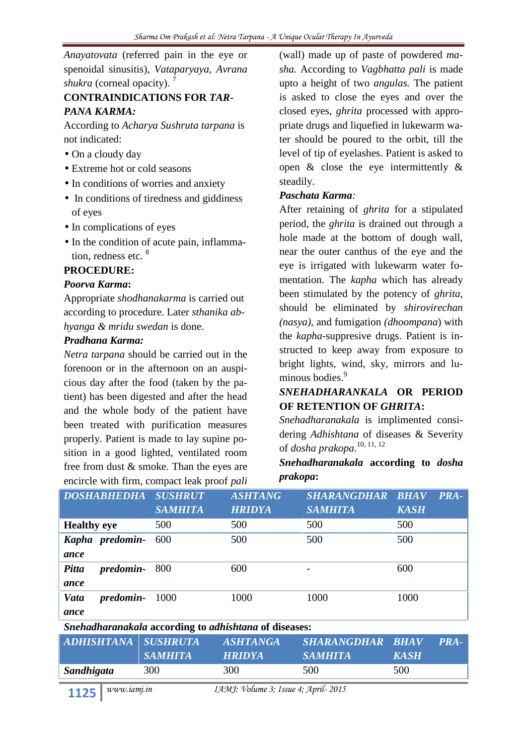*Anayatovata* (referred pain in the eye or spenoidal sinusitis), *Vataparyaya, Avrana shukra* (corneal opacity). [7]

**CONTRAINDICATIONS FOR *TARPANA KARMA:***

According to *Acharya Sushruta tarpana* is not indicated:

- On a cloudy day
- Extreme hot or cold seasons
- In conditions of worries and anxiety
- In conditions of tiredness and giddiness of eyes
- In complications of eyes
- In the condition of acute pain, inflammation, redness etc. [8]

**PROCEDURE:**

***Poorva Karma*:**

Appropriate *shodhanakarma* is carried out according to procedure. Later *sthanika abhyanga & mridu swedan* is done.

***Pradhana Karma:***

*Netra tarpana* should be carried out in the forenoon or in the afternoon on an auspicious day after the food (taken by the patient) has been digested and after the head and the whole body of the patient have been treated with purification measures properly. Patient is made to lay supine position in a good lighted, ventilated room free from dust & smoke. Than the eyes are encircle with firm, compact leak proof *pali* (wall) made up of paste of powdered *masha.* According to *Vagbhatta pali* is made upto a height of two *angulas.* The patient is asked to close the eyes and over the closed eyes, *ghrita* processed with appropriate drugs and liquefied in lukewarm water should be poured to the orbit, till the level of tip of eyelashes. Patient is asked to open & close the eye intermittently & steadily.

***Paschata Karma:***

After retaining of *ghrita* for a stipulated period, the *ghrita* is drained out through a hole made at the bottom of dough wall, near the outer canthus of the eye and the eye is irrigated with lukewarm water fomentation. The *kapha* which has already been stimulated by the potency of *ghrita,* should be eliminated by *shirovirechan (nasya)*, and fumigation *(dhoompana)* with the *kapha*-suppresive drugs. Patient is instructed to keep away from exposure to bright lights, wind, sky, mirrors and luminous bodies.[9]

***SNEHADHARANKALA* OR PERIOD OF RETENTION OF *GHRITA*:**

*Snehadharanakala* is implimented considering *Adhishtana* of diseases & Severity of *dosha prakopa*.[10, 11, 12]

***Snehadharanakala* according to *dosha prakopa*:**

| *DOSHABHEDHA* | *SUSHRUT SAMHITA* | *ASHTANG HRIDYA* | *SHARANGDHAR SAMHITA* | *BHAV PRAKASH* |
|---|---|---|---|---|
| **Healthy eye** | 500 | 500 | 500 | 500 |
| ***Kapha* predominance** | 600 | 500 | 500 | 500 |
| ***Pitta* predominance** | 800 | 600 | - | 600 |
| ***Vata* predominance** | 1000 | 1000 | 1000 | 1000 |

***Snehadharanakala* according to *adhishtana* of diseases:**

| *ADHISHTANA* | *SUSHRUTA SAMHITA* | *ASHTANGA HRIDYA* | *SHARANGDHAR SAMHITA* | *BHAV PRAKASH* |
|---|---|---|---|---|
| ***Sandhigata*** | 300 | 300 | 500 | 500 |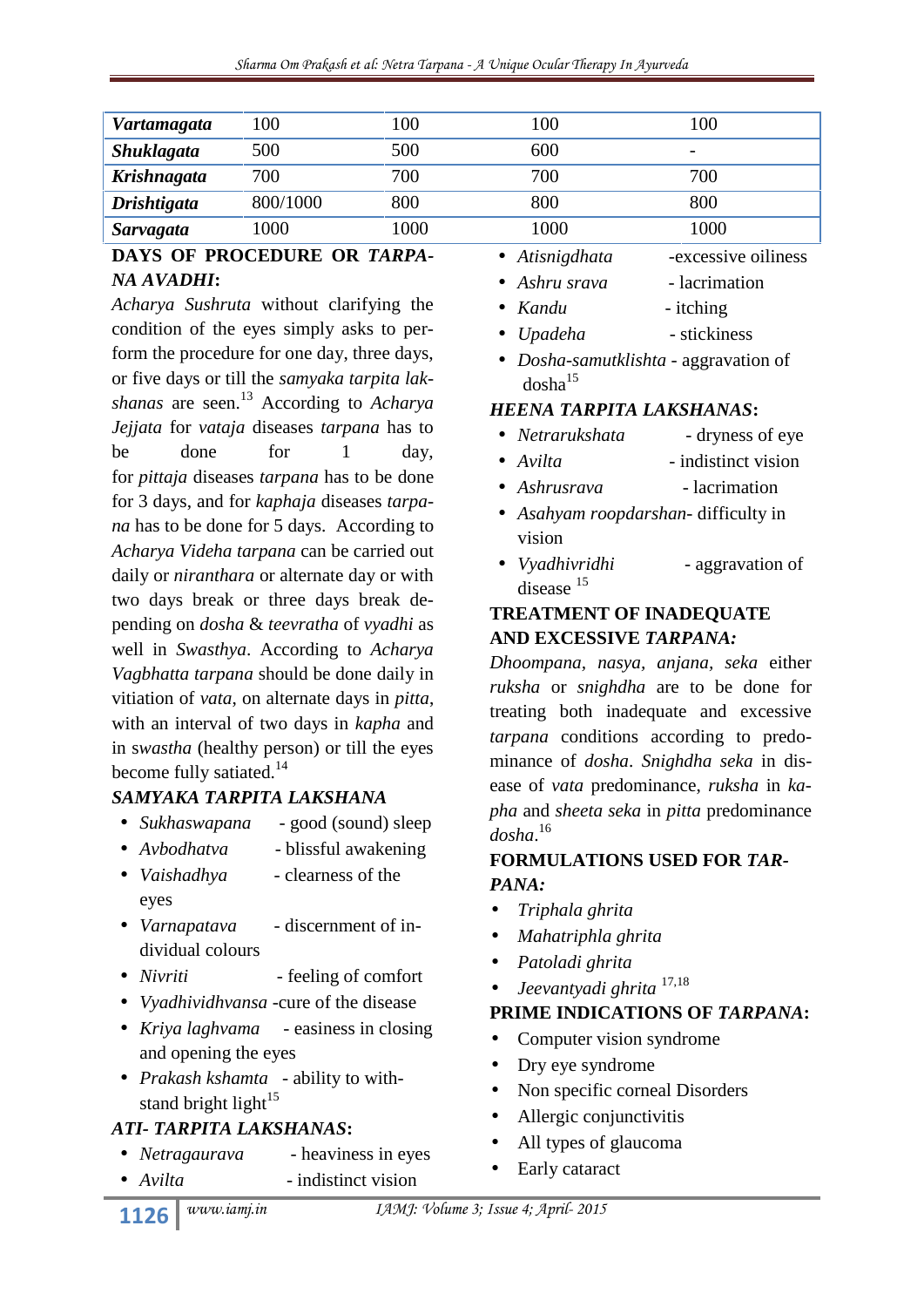| | | | | |
|---|---|---|---|---|
| ***Vartamagata*** | 100 | 100 | 100 | 100 |
| ***Shuklagata*** | 500 | 500 | 600 | - |
| ***Krishnagata*** | 700 | 700 | 700 | 700 |
| ***Drishtigata*** | 800/1000 | 800 | 800 | 800 |
| ***Sarvagata*** | 1000 | 1000 | 1000 | 1000 |

### DAYS OF PROCEDURE OR *TARPANA AVADHI*:

*Acharya Sushruta* without clarifying the condition of the eyes simply asks to perform the procedure for one day, three days, or five days or till the *samyaka tarpita lakshanas* are seen.[13] According to *Acharya Jejjata* for *vataja* diseases *tarpana* has to be done for 1 day, for *pittaja* diseases *tarpana* has to be done for 3 days, and for *kaphaja* diseases *tarpana* has to be done for 5 days. According to *Acharya Videha tarpana* can be carried out daily or *niranthara* or alternate day or with two days break or three days break depending on *dosha* & *teevratha* of *vyadhi* as well in *Swasthya*. According to *Acharya Vagbhatta tarpana* should be done daily in vitiation of *vata*, on alternate days in *pitta*, with an interval of two days in *kapha* and in *swastha* (healthy person) or till the eyes become fully satiated.[14]

### *SAMYAKA TARPITA LAKSHANA*

- *Sukhaswapana* - good (sound) sleep
- *Avbodhatva* - blissful awakening
- *Vaishadhya* - clearness of the eyes
- *Varnapatava* - discernment of individual colours
- *Nivriti* - feeling of comfort
- *Vyadhividhvansa* -cure of the disease
- *Kriya laghvama* - easiness in closing and opening the eyes
- *Prakash kshamta* - ability to withstand bright light[15]

### *ATI- TARPITA LAKSHANAS*:

- *Netragaurava* - heaviness in eyes
- *Avilta* - indistinct vision
- *Atisnigdhata* -excessive oiliness
- *Ashru srava* - lacrimation
- *Kandu* - itching
- *Upadeha* - stickiness
- *Dosha-samutklishta* - aggravation of dosha[15]

### *HEENA TARPITA LAKSHANAS*:

- *Netrarukshata* - dryness of eye
- *Avilta* - indistinct vision
- *Ashrusrava* - lacrimation
- *Asahyam roopdarshan*- difficulty in vision
- *Vyadhivridhi* - aggravation of disease [15]

### TREATMENT OF INADEQUATE AND EXCESSIVE *TARPANA:*

*Dhoompana, nasya, anjana, seka* either *ruksha* or *snighdha* are to be done for treating both inadequate and excessive *tarpana* conditions according to predominance of *dosha*. *Snighdha seka* in disease of *vata* predominance, *ruksha* in *kapha* and *sheeta seka* in *pitta* predominance *dosha*.[16]

### FORMULATIONS USED FOR *TARPANA:*

- *Triphala ghrita*
- *Mahatriphla ghrita*
- *Patoladi ghrita*
- *Jeevantyadi ghrita* [17,18]

### PRIME INDICATIONS OF *TARPANA*:

- Computer vision syndrome
- Dry eye syndrome
- Non specific corneal Disorders
- Allergic conjunctivitis
- All types of glaucoma
- Early cataract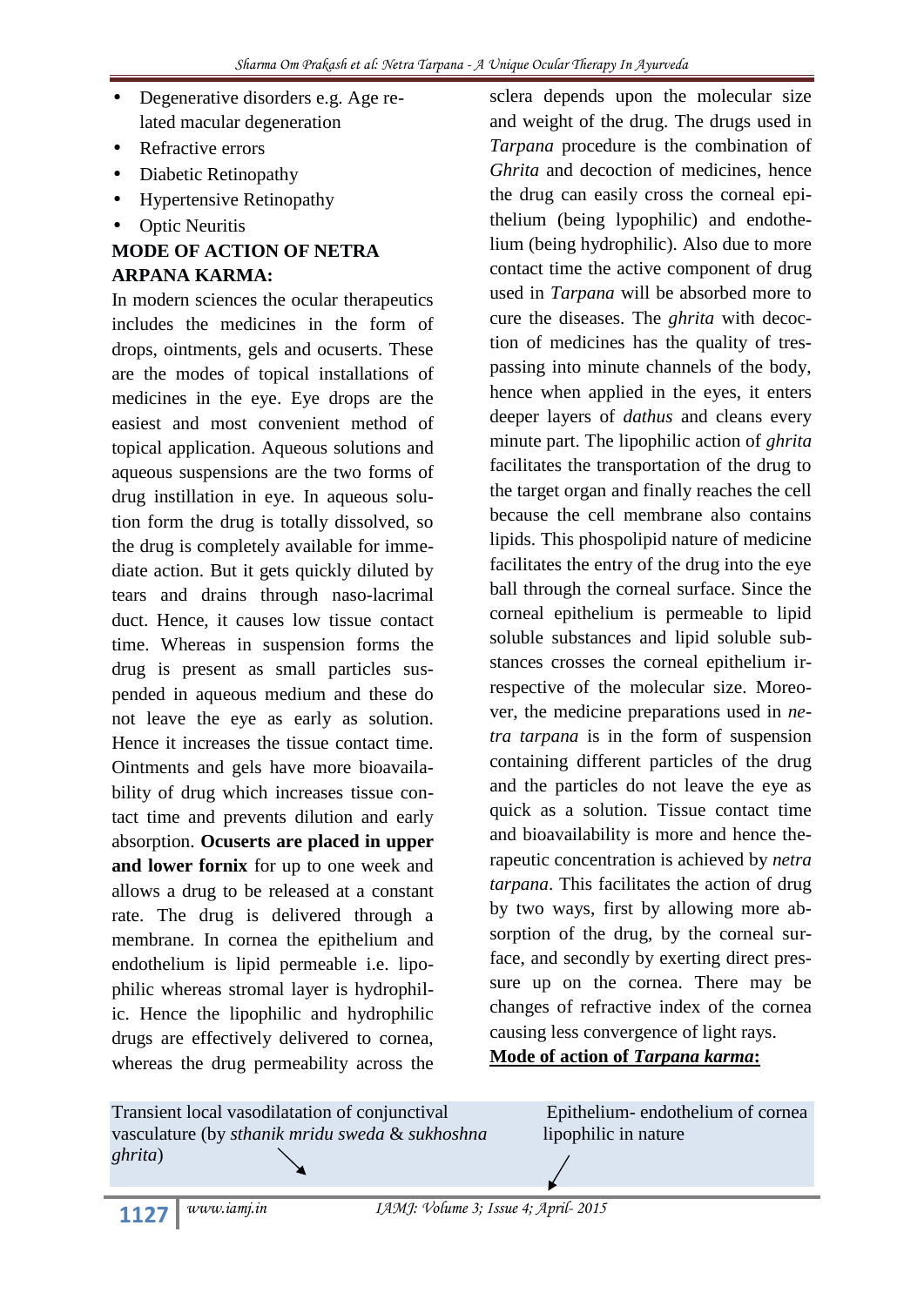- Degenerative disorders e.g. Age related macular degeneration
- Refractive errors
- Diabetic Retinopathy
- Hypertensive Retinopathy
- Optic Neuritis

**MODE OF ACTION OF NETRA ARPANA KARMA:**

In modern sciences the ocular therapeutics includes the medicines in the form of drops, ointments, gels and ocuserts. These are the modes of topical installations of medicines in the eye. Eye drops are the easiest and most convenient method of topical application. Aqueous solutions and aqueous suspensions are the two forms of drug instillation in eye. In aqueous solution form the drug is totally dissolved, so the drug is completely available for immediate action. But it gets quickly diluted by tears and drains through naso-lacrimal duct. Hence, it causes low tissue contact time. Whereas in suspension forms the drug is present as small particles suspended in aqueous medium and these do not leave the eye as early as solution. Hence it increases the tissue contact time. Ointments and gels have more bioavailability of drug which increases tissue contact time and prevents dilution and early absorption. **Ocuserts are placed in upper and lower fornix** for up to one week and allows a drug to be released at a constant rate. The drug is delivered through a membrane. In cornea the epithelium and endothelium is lipid permeable i.e. lipophilic whereas stromal layer is hydrophilic. Hence the lipophilic and hydrophilic drugs are effectively delivered to cornea, whereas the drug permeability across the sclera depends upon the molecular size and weight of the drug. The drugs used in *Tarpana* procedure is the combination of *Ghrita* and decoction of medicines, hence the drug can easily cross the corneal epithelium (being lypophilic) and endothelium (being hydrophilic). Also due to more contact time the active component of drug used in *Tarpana* will be absorbed more to cure the diseases. The *ghrita* with decoction of medicines has the quality of trespassing into minute channels of the body, hence when applied in the eyes, it enters deeper layers of *dathus* and cleans every minute part. The lipophilic action of *ghrita* facilitates the transportation of the drug to the target organ and finally reaches the cell because the cell membrane also contains lipids. This phospolipid nature of medicine facilitates the entry of the drug into the eye ball through the corneal surface. Since the corneal epithelium is permeable to lipid soluble substances and lipid soluble substances crosses the corneal epithelium irrespective of the molecular size. Moreover, the medicine preparations used in *netra tarpana* is in the form of suspension containing different particles of the drug and the particles do not leave the eye as quick as a solution. Tissue contact time and bioavailability is more and hence therapeutic concentration is achieved by *netra tarpana*. This facilitates the action of drug by two ways, first by allowing more absorption of the drug, by the corneal surface, and secondly by exerting direct pressure up on the cornea. There may be changes of refractive index of the cornea causing less convergence of light rays.

**Mode of action of *Tarpana karma*:**

Transient local vasodilatation of conjunctival vasculature (by *sthanik mridu sweda* & *sukhoshna ghrita*) ↘

Epithelium- endothelium of cornea lipophilic in nature ↙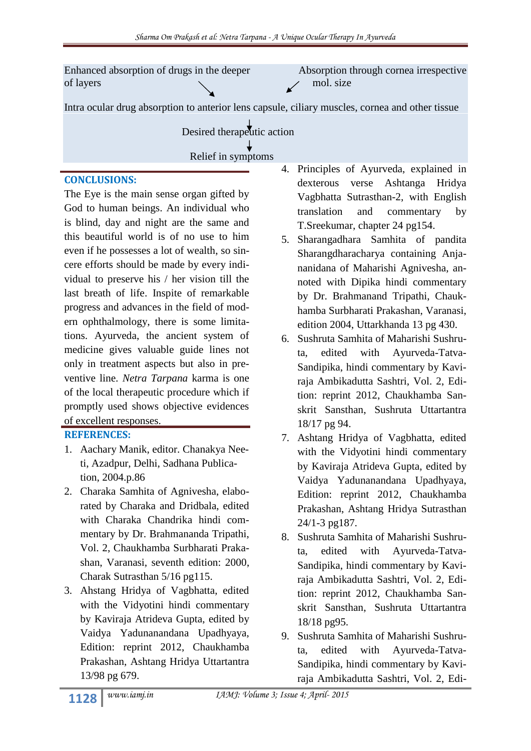Enhanced absorption of drugs in the deeper of layers ↘ ↙ Absorption through cornea irrespective mol. size

Intra ocular drug absorption to anterior lens capsule, ciliary muscles, cornea and other tissue

↓

Desired therapeutic action

↓

Relief in symptoms

## CONCLUSIONS:

The Eye is the main sense organ gifted by God to human beings. An individual who is blind, day and night are the same and this beautiful world is of no use to him even if he possesses a lot of wealth, so sincere efforts should be made by every individual to preserve his / her vision till the last breath of life. Inspite of remarkable progress and advances in the field of modern ophthalmology, there is some limitations. Ayurveda, the ancient system of medicine gives valuable guide lines not only in treatment aspects but also in preventive line. *Netra Tarpana* karma is one of the local therapeutic procedure which if promptly used shows objective evidences of excellent responses.

## REFERENCES:

1. Aachary Manik, editor. Chanakya Neeti, Azadpur, Delhi, Sadhana Publication, 2004.p.86
2. Charaka Samhita of Agnivesha, elaborated by Charaka and Dridbala, edited with Charaka Chandrika hindi commentary by Dr. Brahmananda Tripathi, Vol. 2, Chaukhamba Surbharati Prakashan, Varanasi, seventh edition: 2000, Charak Sutrasthan 5/16 pg115.
3. Ahstang Hridya of Vagbhatta, edited with the Vidyotini hindi commentary by Kaviraja Atrideva Gupta, edited by Vaidya Yadunanandana Upadhyaya, Edition: reprint 2012, Chaukhamba Prakashan, Ashtang Hridya Uttartantra 13/98 pg 679.
4. Principles of Ayurveda, explained in dexterous verse Ashtanga Hridya Vagbhatta Sutrasthan-2, with English translation and commentary by T.Sreekumar, chapter 24 pg154.
5. Sharangadhara Samhita of pandita Sharangdharacharya containing Anjananidana of Maharishi Agnivesha, annoted with Dipika hindi commentary by Dr. Brahmanand Tripathi, Chaukhamba Surbharati Prakashan, Varanasi, edition 2004, Uttarkhanda 13 pg 430.
6. Sushruta Samhita of Maharishi Sushruta, edited with Ayurveda-Tatva-Sandipika, hindi commentary by Kaviraja Ambikadutta Sashtri, Vol. 2, Edition: reprint 2012, Chaukhamba Sanskrit Sansthan, Sushruta Uttartantra 18/17 pg 94.
7. Ashtang Hridya of Vagbhatta, edited with the Vidyotini hindi commentary by Kaviraja Atrideva Gupta, edited by Vaidya Yadunanandana Upadhyaya, Edition: reprint 2012, Chaukhamba Prakashan, Ashtang Hridya Sutrasthan 24/1-3 pg187.
8. Sushruta Samhita of Maharishi Sushruta, edited with Ayurveda-Tatva-Sandipika, hindi commentary by Kaviraja Ambikadutta Sashtri, Vol. 2, Edition: reprint 2012, Chaukhamba Sanskrit Sansthan, Sushruta Uttartantra 18/18 pg95.
9. Sushruta Samhita of Maharishi Sushruta, edited with Ayurveda-Tatva-Sandipika, hindi commentary by Kaviraja Ambikadutta Sashtri, Vol. 2, Edi-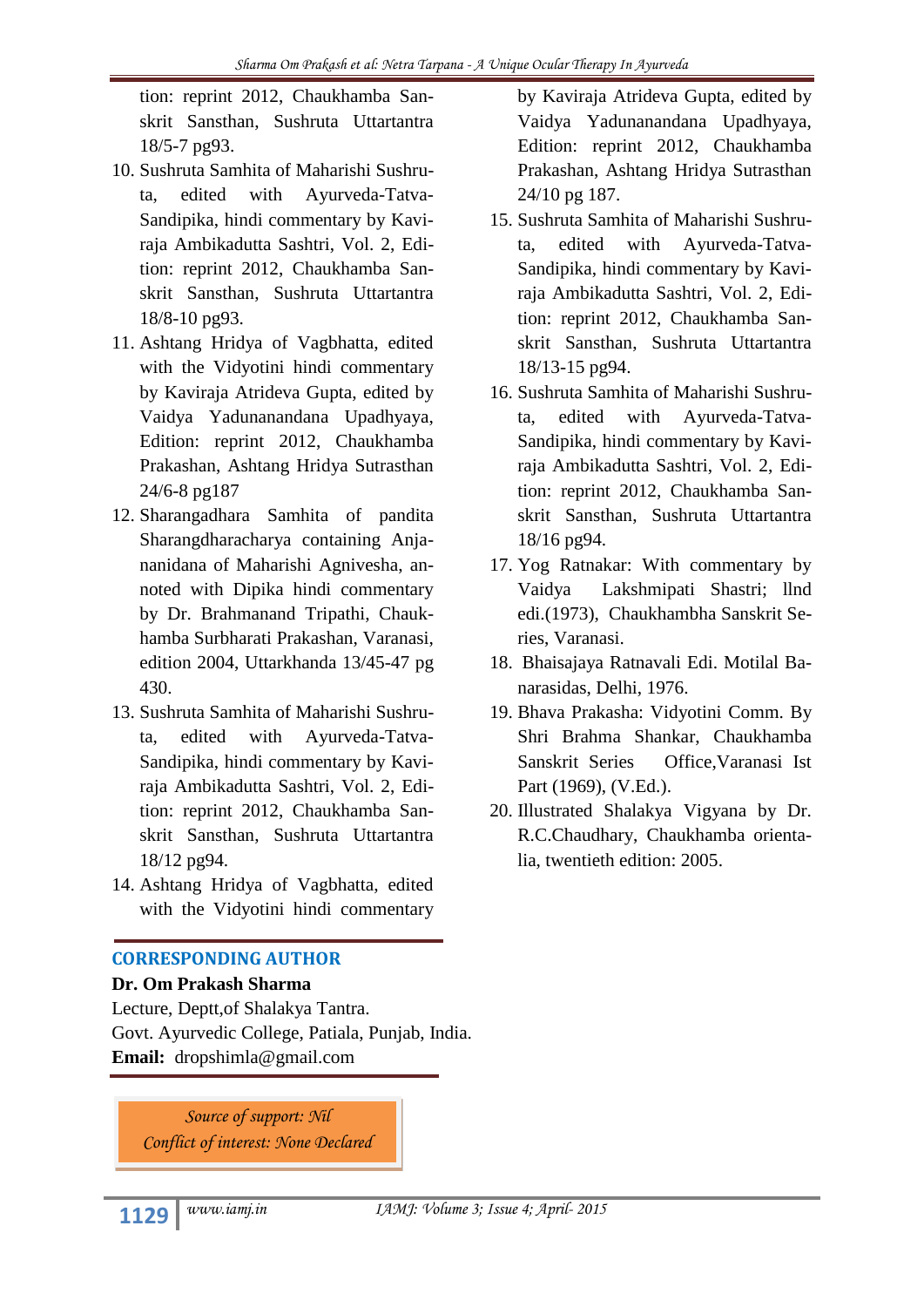tion: reprint 2012, Chaukhamba Sanskrit Sansthan, Sushruta Uttartantra 18/5-7 pg93.

10. Sushruta Samhita of Maharishi Sushruta, edited with Ayurveda-Tatva-Sandipika, hindi commentary by Kaviraja Ambikadutta Sashtri, Vol. 2, Edition: reprint 2012, Chaukhamba Sanskrit Sansthan, Sushruta Uttartantra 18/8-10 pg93.
11. Ashtang Hridya of Vagbhatta, edited with the Vidyotini hindi commentary by Kaviraja Atrideva Gupta, edited by Vaidya Yadunanandana Upadhyaya, Edition: reprint 2012, Chaukhamba Prakashan, Ashtang Hridya Sutrasthan 24/6-8 pg187
12. Sharangadhara Samhita of pandita Sharangdharacharya containing Anjananidana of Maharishi Agnivesha, annoted with Dipika hindi commentary by Dr. Brahmanand Tripathi, Chaukhamba Surbharati Prakashan, Varanasi, edition 2004, Uttarkhanda 13/45-47 pg 430.
13. Sushruta Samhita of Maharishi Sushruta, edited with Ayurveda-Tatva-Sandipika, hindi commentary by Kaviraja Ambikadutta Sashtri, Vol. 2, Edition: reprint 2012, Chaukhamba Sanskrit Sansthan, Sushruta Uttartantra 18/12 pg94.
14. Ashtang Hridya of Vagbhatta, edited with the Vidyotini hindi commentary by Kaviraja Atrideva Gupta, edited by Vaidya Yadunanandana Upadhyaya, Edition: reprint 2012, Chaukhamba Prakashan, Ashtang Hridya Sutrasthan 24/10 pg 187.
15. Sushruta Samhita of Maharishi Sushruta, edited with Ayurveda-Tatva-Sandipika, hindi commentary by Kaviraja Ambikadutta Sashtri, Vol. 2, Edition: reprint 2012, Chaukhamba Sanskrit Sansthan, Sushruta Uttartantra 18/13-15 pg94.
16. Sushruta Samhita of Maharishi Sushruta, edited with Ayurveda-Tatva-Sandipika, hindi commentary by Kaviraja Ambikadutta Sashtri, Vol. 2, Edition: reprint 2012, Chaukhamba Sanskrit Sansthan, Sushruta Uttartantra 18/16 pg94.
17. Yog Ratnakar: With commentary by Vaidya Lakshmipati Shastri; llnd edi.(1973), Chaukhambha Sanskrit Series, Varanasi.
18. Bhaisajaya Ratnavali Edi. Motilal Banarasidas, Delhi, 1976.
19. Bhava Prakasha: Vidyotini Comm. By Shri Brahma Shankar, Chaukhamba Sanskrit Series Office,Varanasi Ist Part (1969), (V.Ed.).
20. Illustrated Shalakya Vigyana by Dr. R.C.Chaudhary, Chaukhamba orientalia, twentieth edition: 2005.

### CORRESPONDING AUTHOR

**Dr. Om Prakash Sharma**
Lecture, Deptt,of Shalakya Tantra.
Govt. Ayurvedic College, Patiala, Punjab, India.
**Email:** dropshimla@gmail.com

*Source of support: Nil*
*Conflict of interest: None Declared*